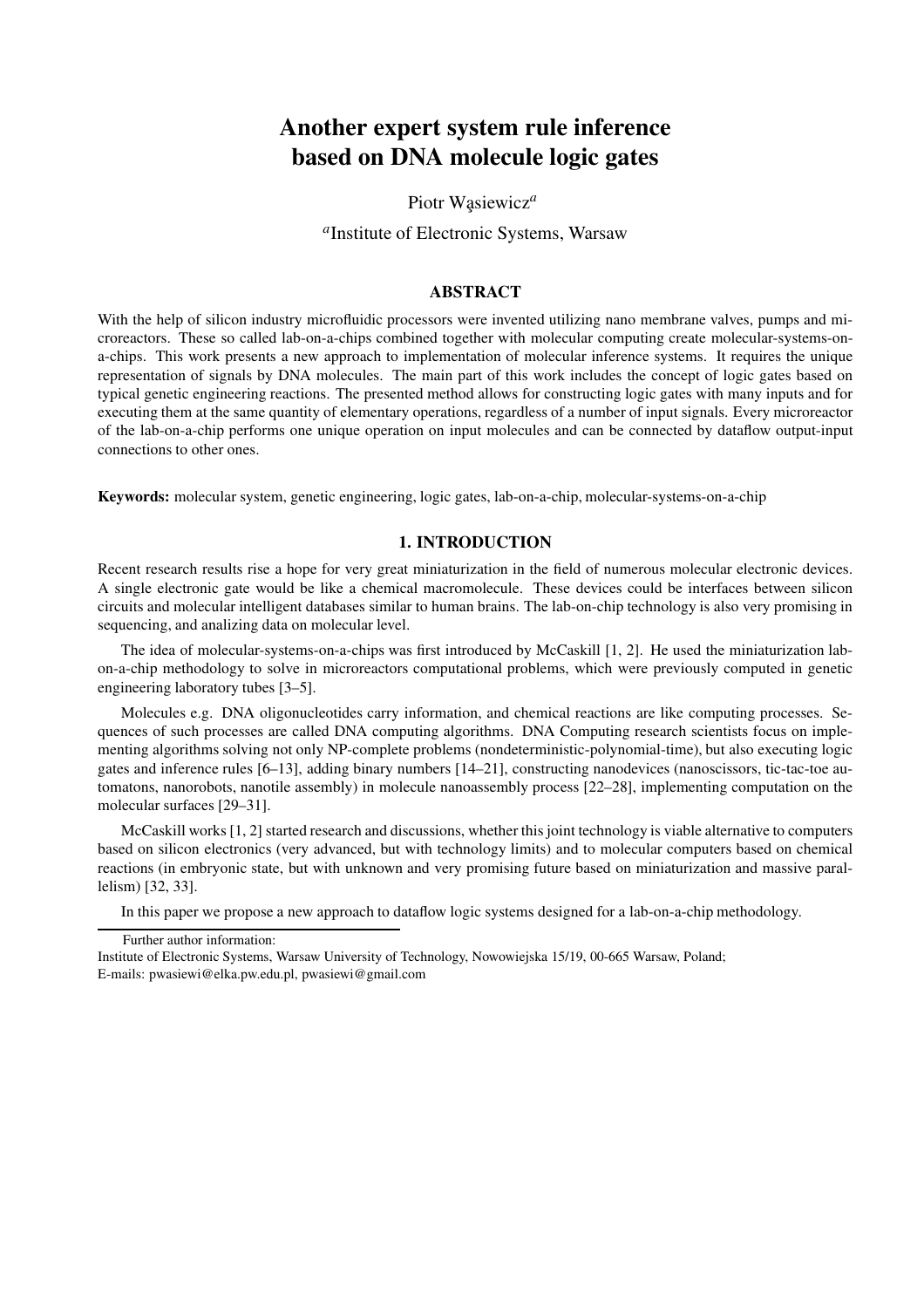# Another expert system rule inference based on DNA molecule logic gates

Piotr Wąsiewicz[a]

[a]Institute of Electronic Systems, Warsaw

## ABSTRACT

With the help of silicon industry microfluidic processors were invented utilizing nano membrane valves, pumps and microreactors. These so called lab-on-a-chips combined together with molecular computing create molecular-systems-on-a-chips. This work presents a new approach to implementation of molecular inference systems. It requires the unique representation of signals by DNA molecules. The main part of this work includes the concept of logic gates based on typical genetic engineering reactions. The presented method allows for constructing logic gates with many inputs and for executing them at the same quantity of elementary operations, regardless of a number of input signals. Every microreactor of the lab-on-a-chip performs one unique operation on input molecules and can be connected by dataflow output-input connections to other ones.

**Keywords:** molecular system, genetic engineering, logic gates, lab-on-a-chip, molecular-systems-on-a-chip

## 1. INTRODUCTION

Recent research results rise a hope for very great miniaturization in the field of numerous molecular electronic devices. A single electronic gate would be like a chemical macromolecule. These devices could be interfaces between silicon circuits and molecular intelligent databases similar to human brains. The lab-on-chip technology is also very promising in sequencing, and analizing data on molecular level.

The idea of molecular-systems-on-a-chips was first introduced by McCaskill [1, 2]. He used the miniaturization lab-on-a-chip methodology to solve in microreactors computational problems, which were previously computed in genetic engineering laboratory tubes [3–5].

Molecules e.g. DNA oligonucleotides carry information, and chemical reactions are like computing processes. Sequences of such processes are called DNA computing algorithms. DNA Computing research scientists focus on implementing algorithms solving not only NP-complete problems (nondeterministic-polynomial-time), but also executing logic gates and inference rules [6–13], adding binary numbers [14–21], constructing nanodevices (nanoscissors, tic-tac-toe automatons, nanorobots, nanotile assembly) in molecule nanoassembly process [22–28], implementing computation on the molecular surfaces [29–31].

McCaskill works [1, 2] started research and discussions, whether this joint technology is viable alternative to computers based on silicon electronics (very advanced, but with technology limits) and to molecular computers based on chemical reactions (in embryonic state, but with unknown and very promising future based on miniaturization and massive parallelism) [32, 33].

In this paper we propose a new approach to dataflow logic systems designed for a lab-on-a-chip methodology.

Further author information:
Institute of Electronic Systems, Warsaw University of Technology, Nowowiejska 15/19, 00-665 Warsaw, Poland;
E-mails: pwasiewi@elka.pw.edu.pl, pwasiewi@gmail.com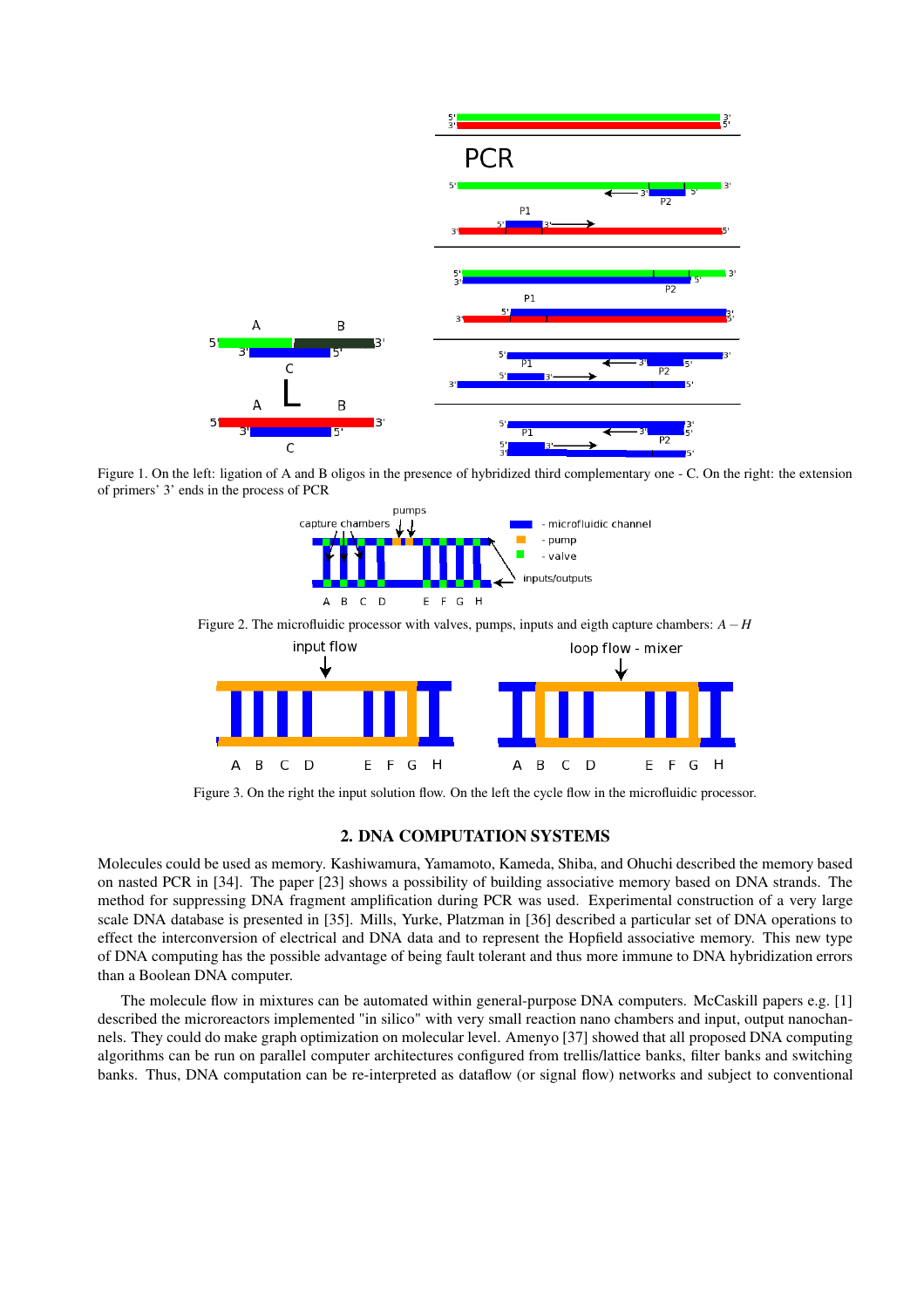Figure 1. On the left: ligation of A and B oligos in the presence of hybridized third complementary one - C. On the right: the extension of primers' 3' ends in the process of PCR

Figure 2. The microfluidic processor with valves, pumps, inputs and eigth capture chambers: $A - H$

Figure 3. On the right the input solution flow. On the left the cycle flow in the microfluidic processor.

## 2. DNA COMPUTATION SYSTEMS

Molecules could be used as memory. Kashiwamura, Yamamoto, Kameda, Shiba, and Ohuchi described the memory based on nasted PCR in [34]. The paper [23] shows a possibility of building associative memory based on DNA strands. The method for suppressing DNA fragment amplification during PCR was used. Experimental construction of a very large scale DNA database is presented in [35]. Mills, Yurke, Platzman in [36] described a particular set of DNA operations to effect the interconversion of electrical and DNA data and to represent the Hopfield associative memory. This new type of DNA computing has the possible advantage of being fault tolerant and thus more immune to DNA hybridization errors than a Boolean DNA computer.

The molecule flow in mixtures can be automated within general-purpose DNA computers. McCaskill papers e.g. [1] described the microreactors implemented "in silico" with very small reaction nano chambers and input, output nanochannels. They could do make graph optimization on molecular level. Amenyo [37] showed that all proposed DNA computing algorithms can be run on parallel computer architectures configured from trellis/lattice banks, filter banks and switching banks. Thus, DNA computation can be re-interpreted as dataflow (or signal flow) networks and subject to conventional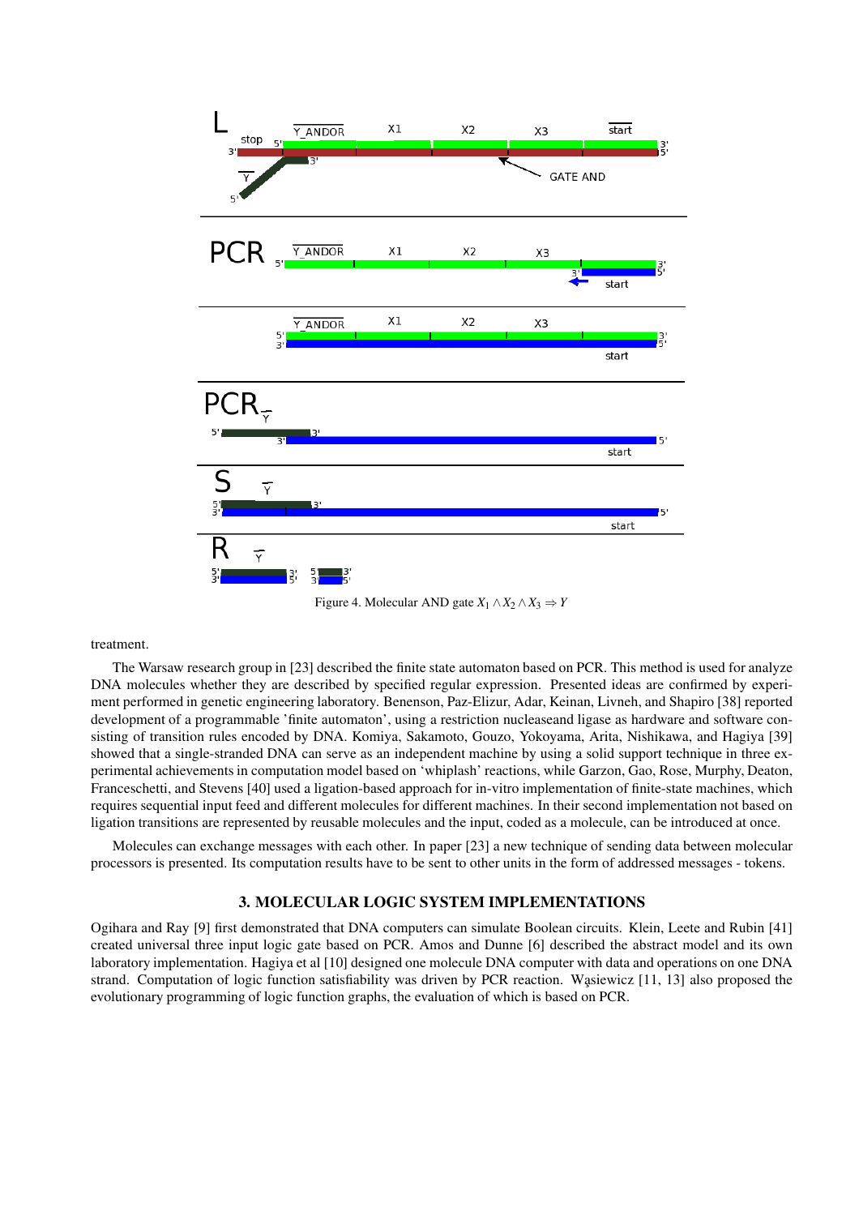Figure 4. Molecular AND gate $X_1 \wedge X_2 \wedge X_3 \Rightarrow Y$

treatment.

The Warsaw research group in [23] described the finite state automaton based on PCR. This method is used for analyze DNA molecules whether they are described by specified regular expression. Presented ideas are confirmed by experiment performed in genetic engineering laboratory. Benenson, Paz-Elizur, Adar, Keinan, Livneh, and Shapiro [38] reported development of a programmable 'finite automaton', using a restriction nucleaseand ligase as hardware and software consisting of transition rules encoded by DNA. Komiya, Sakamoto, Gouzo, Yokoyama, Arita, Nishikawa, and Hagiya [39] showed that a single-stranded DNA can serve as an independent machine by using a solid support technique in three experimental achievements in computation model based on 'whiplash' reactions, while Garzon, Gao, Rose, Murphy, Deaton, Franceschetti, and Stevens [40] used a ligation-based approach for in-vitro implementation of finite-state machines, which requires sequential input feed and different molecules for different machines. In their second implementation not based on ligation transitions are represented by reusable molecules and the input, coded as a molecule, can be introduced at once.

Molecules can exchange messages with each other. In paper [23] a new technique of sending data between molecular processors is presented. Its computation results have to be sent to other units in the form of addressed messages - tokens.

## 3. MOLECULAR LOGIC SYSTEM IMPLEMENTATIONS

Ogihara and Ray [9] first demonstrated that DNA computers can simulate Boolean circuits. Klein, Leete and Rubin [41] created universal three input logic gate based on PCR. Amos and Dunne [6] described the abstract model and its own laboratory implementation. Hagiya et al [10] designed one molecule DNA computer with data and operations on one DNA strand. Computation of logic function satisfiability was driven by PCR reaction. Wąsiewicz [11, 13] also proposed the evolutionary programming of logic function graphs, the evaluation of which is based on PCR.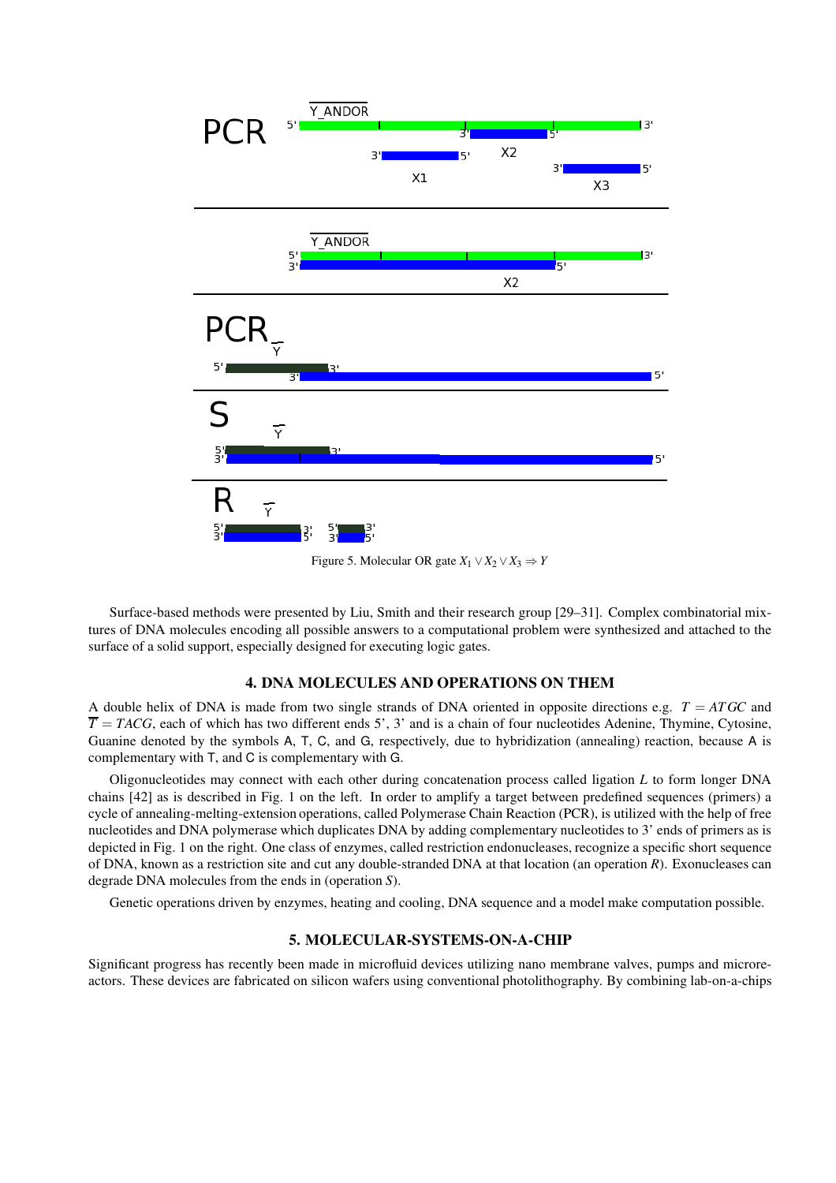Figure 5. Molecular OR gate $X_1 \vee X_2 \vee X_3 \Rightarrow Y$

Surface-based methods were presented by Liu, Smith and their research group [29–31]. Complex combinatorial mixtures of DNA molecules encoding all possible answers to a computational problem were synthesized and attached to the surface of a solid support, especially designed for executing logic gates.

## 4. DNA MOLECULES AND OPERATIONS ON THEM

A double helix of DNA is made from two single strands of DNA oriented in opposite directions e.g. $T = ATGC$ and $\overline{T} = TACG$, each of which has two different ends 5', 3' and is a chain of four nucleotides Adenine, Thymine, Cytosine, Guanine denoted by the symbols A, T, C, and G, respectively, due to hybridization (annealing) reaction, because A is complementary with T, and C is complementary with G.

Oligonucleotides may connect with each other during concatenation process called ligation $L$ to form longer DNA chains [42] as is described in Fig. 1 on the left. In order to amplify a target between predefined sequences (primers) a cycle of annealing-melting-extension operations, called Polymerase Chain Reaction (PCR), is utilized with the help of free nucleotides and DNA polymerase which duplicates DNA by adding complementary nucleotides to 3' ends of primers as is depicted in Fig. 1 on the right. One class of enzymes, called restriction endonucleases, recognize a specific short sequence of DNA, known as a restriction site and cut any double-stranded DNA at that location (an operation $R$). Exonucleases can degrade DNA molecules from the ends in (operation $S$).

Genetic operations driven by enzymes, heating and cooling, DNA sequence and a model make computation possible.

## 5. MOLECULAR-SYSTEMS-ON-A-CHIP

Significant progress has recently been made in microfluid devices utilizing nano membrane valves, pumps and microreactors. These devices are fabricated on silicon wafers using conventional photolithography. By combining lab-on-a-chips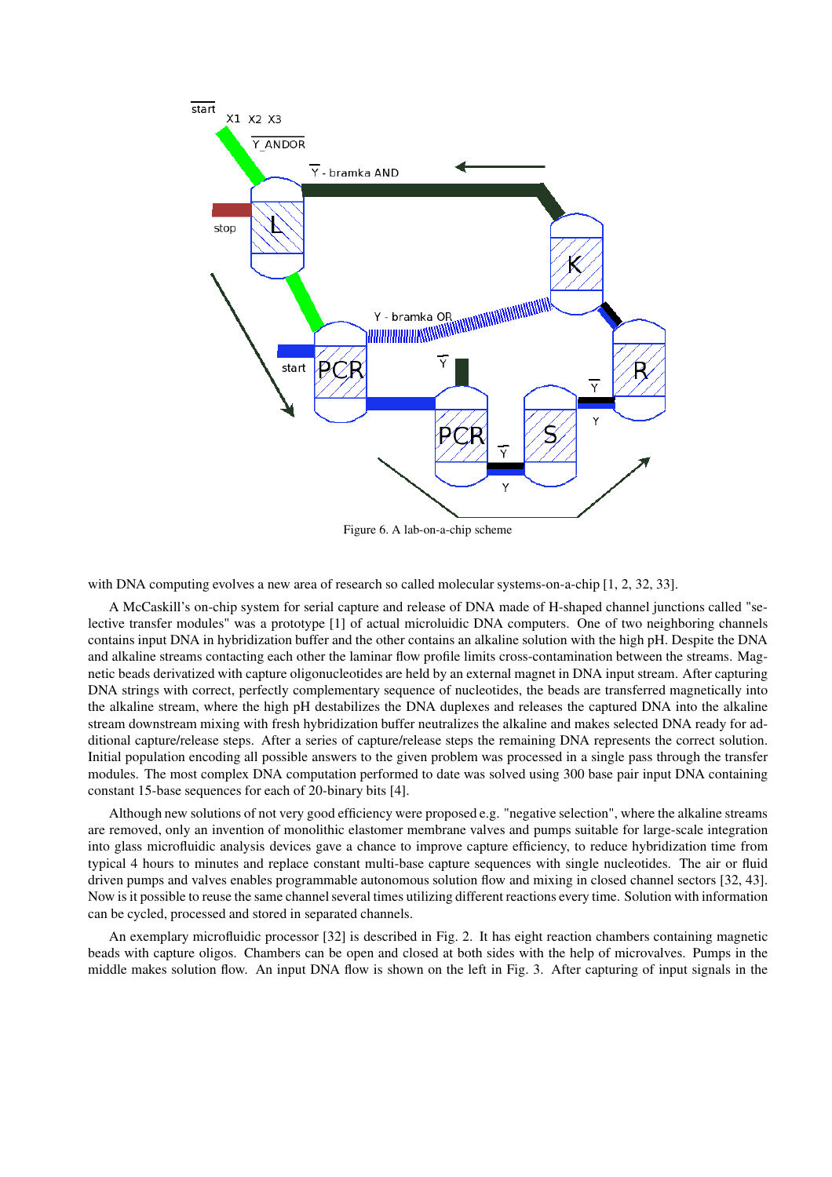Figure 6. A lab-on-a-chip scheme

with DNA computing evolves a new area of research so called molecular systems-on-a-chip [1, 2, 32, 33].

A McCaskill's on-chip system for serial capture and release of DNA made of H-shaped channel junctions called "selective transfer modules" was a prototype [1] of actual microluidic DNA computers. One of two neighboring channels contains input DNA in hybridization buffer and the other contains an alkaline solution with the high pH. Despite the DNA and alkaline streams contacting each other the laminar flow profile limits cross-contamination between the streams. Magnetic beads derivatized with capture oligonucleotides are held by an external magnet in DNA input stream. After capturing DNA strings with correct, perfectly complementary sequence of nucleotides, the beads are transferred magnetically into the alkaline stream, where the high pH destabilizes the DNA duplexes and releases the captured DNA into the alkaline stream downstream mixing with fresh hybridization buffer neutralizes the alkaline and makes selected DNA ready for additional capture/release steps. After a series of capture/release steps the remaining DNA represents the correct solution. Initial population encoding all possible answers to the given problem was processed in a single pass through the transfer modules. The most complex DNA computation performed to date was solved using 300 base pair input DNA containing constant 15-base sequences for each of 20-binary bits [4].

Although new solutions of not very good efficiency were proposed e.g. "negative selection", where the alkaline streams are removed, only an invention of monolithic elastomer membrane valves and pumps suitable for large-scale integration into glass microfluidic analysis devices gave a chance to improve capture efficiency, to reduce hybridization time from typical 4 hours to minutes and replace constant multi-base capture sequences with single nucleotides. The air or fluid driven pumps and valves enables programmable autonomous solution flow and mixing in closed channel sectors [32, 43]. Now is it possible to reuse the same channel several times utilizing different reactions every time. Solution with information can be cycled, processed and stored in separated channels.

An exemplary microfluidic processor [32] is described in Fig. 2. It has eight reaction chambers containing magnetic beads with capture oligos. Chambers can be open and closed at both sides with the help of microvalves. Pumps in the middle makes solution flow. An input DNA flow is shown on the left in Fig. 3. After capturing of input signals in the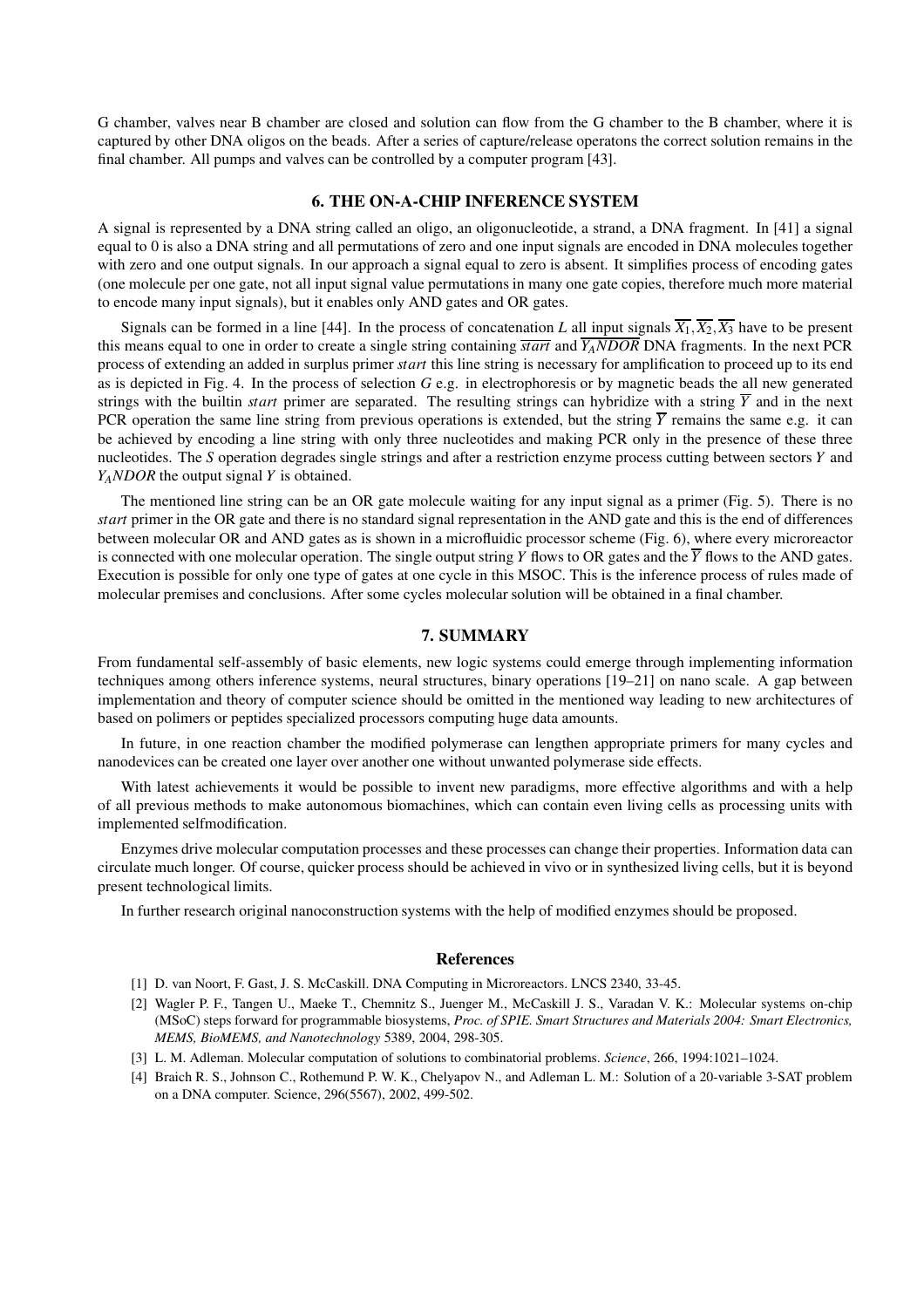G chamber, valves near B chamber are closed and solution can flow from the G chamber to the B chamber, where it is captured by other DNA oligos on the beads. After a series of capture/release operatons the correct solution remains in the final chamber. All pumps and valves can be controlled by a computer program [43].

## 6. THE ON-A-CHIP INFERENCE SYSTEM

A signal is represented by a DNA string called an oligo, an oligonucleotide, a strand, a DNA fragment. In [41] a signal equal to 0 is also a DNA string and all permutations of zero and one input signals are encoded in DNA molecules together with zero and one output signals. In our approach a signal equal to zero is absent. It simplifies process of encoding gates (one molecule per one gate, not all input signal value permutations in many one gate copies, therefore much more material to encode many input signals), but it enables only AND gates and OR gates.

Signals can be formed in a line [44]. In the process of concatenation $L$ all input signals $\overline{X_1}, \overline{X_2}, \overline{X_3}$ have to be present this means equal to one in order to create a single string containing $\overline{start}$ and $\overline{Y_A NDOR}$ DNA fragments. In the next PCR process of extending an added in surplus primer *start* this line string is necessary for amplification to proceed up to its end as is depicted in Fig. 4. In the process of selection $G$ e.g. in electrophoresis or by magnetic beads the all new generated strings with the builtin *start* primer are separated. The resulting strings can hybridize with a string $\overline{Y}$ and in the next PCR operation the same line string from previous operations is extended, but the string $\overline{Y}$ remains the same e.g. it can be achieved by encoding a line string with only three nucleotides and making PCR only in the presence of these three nucleotides. The $S$ operation degrades single strings and after a restriction enzyme process cutting between sectors $Y$ and $Y_A NDOR$ the output signal $Y$ is obtained.

The mentioned line string can be an OR gate molecule waiting for any input signal as a primer (Fig. 5). There is no *start* primer in the OR gate and there is no standard signal representation in the AND gate and this is the end of differences between molecular OR and AND gates as is shown in a microfluidic processor scheme (Fig. 6), where every microreactor is connected with one molecular operation. The single output string $Y$ flows to OR gates and the $\overline{Y}$ flows to the AND gates. Execution is possible for only one type of gates at one cycle in this MSOC. This is the inference process of rules made of molecular premises and conclusions. After some cycles molecular solution will be obtained in a final chamber.

## 7. SUMMARY

From fundamental self-assembly of basic elements, new logic systems could emerge through implementing information techniques among others inference systems, neural structures, binary operations [19–21] on nano scale. A gap between implementation and theory of computer science should be omitted in the mentioned way leading to new architectures of based on polimers or peptides specialized processors computing huge data amounts.

In future, in one reaction chamber the modified polymerase can lengthen appropriate primers for many cycles and nanodevices can be created one layer over another one without unwanted polymerase side effects.

With latest achievements it would be possible to invent new paradigms, more effective algorithms and with a help of all previous methods to make autonomous biomachines, which can contain even living cells as processing units with implemented selfmodification.

Enzymes drive molecular computation processes and these processes can change their properties. Information data can circulate much longer. Of course, quicker process should be achieved in vivo or in synthesized living cells, but it is beyond present technological limits.

In further research original nanoconstruction systems with the help of modified enzymes should be proposed.

## References

[1] D. van Noort, F. Gast, J. S. McCaskill. DNA Computing in Microreactors. LNCS 2340, 33-45.

[2] Wagler P. F., Tangen U., Maeke T., Chemnitz S., Juenger M., McCaskill J. S., Varadan V. K.: Molecular systems on-chip (MSoC) steps forward for programmable biosystems, *Proc. of SPIE. Smart Structures and Materials 2004: Smart Electronics, MEMS, BioMEMS, and Nanotechnology* 5389, 2004, 298-305.

[3] L. M. Adleman. Molecular computation of solutions to combinatorial problems. *Science*, 266, 1994:1021–1024.

[4] Braich R. S., Johnson C., Rothemund P. W. K., Chelyapov N., and Adleman L. M.: Solution of a 20-variable 3-SAT problem on a DNA computer. Science, 296(5567), 2002, 499-502.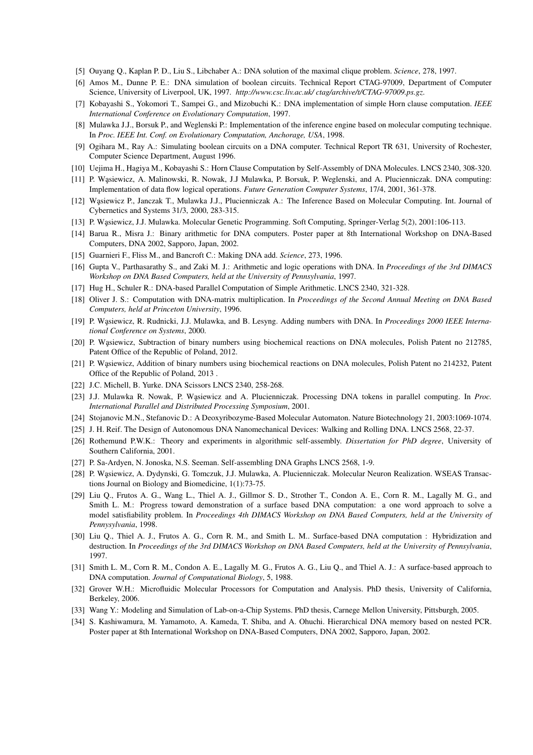[5] Ouyang Q., Kaplan P. D., Liu S., Libchaber A.: DNA solution of the maximal clique problem. *Science*, 278, 1997.

[6] Amos M., Dunne P. E.: DNA simulation of boolean circuits. Technical Report CTAG-97009, Department of Computer Science, University of Liverpool, UK, 1997. *http://www.csc.liv.ac.uk/ ctag/archive/t/CTAG-97009.ps.gz*.

[7] Kobayashi S., Yokomori T., Sampei G., and Mizobuchi K.: DNA implementation of simple Horn clause computation. *IEEE International Conference on Evolutionary Computation*, 1997.

[8] Mulawka J.J., Borsuk P., and Weglenski P.: Implementation of the inference engine based on molecular computing technique. In *Proc. IEEE Int. Conf. on Evolutionary Computation, Anchorage, USA*, 1998.

[9] Ogihara M., Ray A.: Simulating boolean circuits on a DNA computer. Technical Report TR 631, University of Rochester, Computer Science Department, August 1996.

[10] Uejima H., Hagiya M., Kobayashi S.: Horn Clause Computation by Self-Assembly of DNA Molecules. LNCS 2340, 308-320.

[11] P. Wąsiewicz, A. Malinowski, R. Nowak, J.J Mulawka, P. Borsuk, P. Weglenski, and A. Plucienniczak. DNA computing: Implementation of data flow logical operations. *Future Generation Computer Systems*, 17/4, 2001, 361-378.

[12] Wąsiewicz P., Janczak T., Mulawka J.J., Plucienniczak A.: The Inference Based on Molecular Computing. Int. Journal of Cybernetics and Systems 31/3, 2000, 283-315.

[13] P. Wąsiewicz, J.J. Mulawka. Molecular Genetic Programming. Soft Computing, Springer-Verlag 5(2), 2001:106-113.

[14] Barua R., Misra J.: Binary arithmetic for DNA computers. Poster paper at 8th International Workshop on DNA-Based Computers, DNA 2002, Sapporo, Japan, 2002.

[15] Guarnieri F., Fliss M., and Bancroft C.: Making DNA add. *Science*, 273, 1996.

[16] Gupta V., Parthasarathy S., and Zaki M. J.: Arithmetic and logic operations with DNA. In *Proceedings of the 3rd DIMACS Workshop on DNA Based Computers, held at the University of Pennsylvania*, 1997.

[17] Hug H., Schuler R.: DNA-based Parallel Computation of Simple Arithmetic. LNCS 2340, 321-328.

[18] Oliver J. S.: Computation with DNA-matrix multiplication. In *Proceedings of the Second Annual Meeting on DNA Based Computers, held at Princeton University*, 1996.

[19] P. Wąsiewicz, R. Rudnicki, J.J. Mulawka, and B. Lesyng. Adding numbers with DNA. In *Proceedings 2000 IEEE International Conference on Systems*, 2000.

[20] P. Wąsiewicz, Subtraction of binary numbers using biochemical reactions on DNA molecules, Polish Patent no 212785, Patent Office of the Republic of Poland, 2012.

[21] P. Wąsiewicz, Addition of binary numbers using biochemical reactions on DNA molecules, Polish Patent no 214232, Patent Office of the Republic of Poland, 2013 .

[22] J.C. Michell, B. Yurke. DNA Scissors LNCS 2340, 258-268.

[23] J.J. Mulawka R. Nowak, P. Wąsiewicz and A. Plucienniczak. Processing DNA tokens in parallel computing. In *Proc. International Parallel and Distributed Processing Symposium*, 2001.

[24] Stojanovic M.N., Stefanovic D.: A Deoxyribozyme-Based Molecular Automaton. Nature Biotechnology 21, 2003:1069-1074.

[25] J. H. Reif. The Design of Autonomous DNA Nanomechanical Devices: Walking and Rolling DNA. LNCS 2568, 22-37.

[26] Rothemund P.W.K.: Theory and experiments in algorithmic self-assembly. *Dissertation for PhD degree*, University of Southern California, 2001.

[27] P. Sa-Ardyen, N. Jonoska, N.S. Seeman. Self-assembling DNA Graphs LNCS 2568, 1-9.

[28] P. Wąsiewicz, A. Dydynski, G. Tomczuk, J.J. Mulawka, A. Plucienniczak. Molecular Neuron Realization. WSEAS Transactions Journal on Biology and Biomedicine, 1(1):73-75.

[29] Liu Q., Frutos A. G., Wang L., Thiel A. J., Gillmor S. D., Strother T., Condon A. E., Corn R. M., Lagally M. G., and Smith L. M.: Progress toward demonstration of a surface based DNA computation: a one word approach to solve a model satisfiability problem. In *Proceedings 4th DIMACS Workshop on DNA Based Computers, held at the University of Pennysylvania*, 1998.

[30] Liu Q., Thiel A. J., Frutos A. G., Corn R. M., and Smith L. M.. Surface-based DNA computation : Hybridization and destruction. In *Proceedings of the 3rd DIMACS Workshop on DNA Based Computers, held at the University of Pennsylvania*, 1997.

[31] Smith L. M., Corn R. M., Condon A. E., Lagally M. G., Frutos A. G., Liu Q., and Thiel A. J.: A surface-based approach to DNA computation. *Journal of Computational Biology*, 5, 1988.

[32] Grover W.H.: Microfluidic Molecular Processors for Computation and Analysis. PhD thesis, University of California, Berkeley, 2006.

[33] Wang Y.: Modeling and Simulation of Lab-on-a-Chip Systems. PhD thesis, Carnege Mellon University, Pittsburgh, 2005.

[34] S. Kashiwamura, M. Yamamoto, A. Kameda, T. Shiba, and A. Ohuchi. Hierarchical DNA memory based on nested PCR. Poster paper at 8th International Workshop on DNA-Based Computers, DNA 2002, Sapporo, Japan, 2002.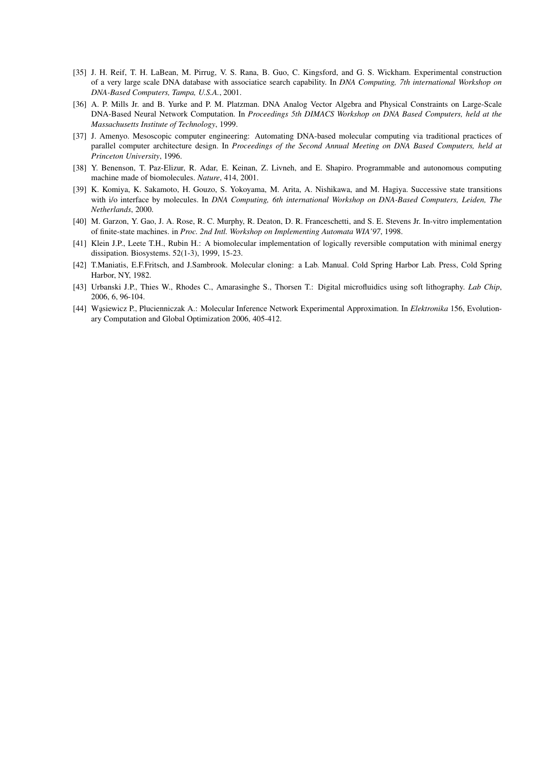[35] J. H. Reif, T. H. LaBean, M. Pirrug, V. S. Rana, B. Guo, C. Kingsford, and G. S. Wickham. Experimental construction of a very large scale DNA database with associatice search capability. In *DNA Computing, 7th international Workshop on DNA-Based Computers, Tampa, U.S.A.*, 2001.

[36] A. P. Mills Jr. and B. Yurke and P. M. Platzman. DNA Analog Vector Algebra and Physical Constraints on Large-Scale DNA-Based Neural Network Computation. In *Proceedings 5th DIMACS Workshop on DNA Based Computers, held at the Massachusetts Institute of Technology*, 1999.

[37] J. Amenyo. Mesoscopic computer engineering: Automating DNA-based molecular computing via traditional practices of parallel computer architecture design. In *Proceedings of the Second Annual Meeting on DNA Based Computers, held at Princeton University*, 1996.

[38] Y. Benenson, T. Paz-Elizur, R. Adar, E. Keinan, Z. Livneh, and E. Shapiro. Programmable and autonomous computing machine made of biomolecules. *Nature*, 414, 2001.

[39] K. Komiya, K. Sakamoto, H. Gouzo, S. Yokoyama, M. Arita, A. Nishikawa, and M. Hagiya. Successive state transitions with i/o interface by molecules. In *DNA Computing, 6th international Workshop on DNA-Based Computers, Leiden, The Netherlands*, 2000.

[40] M. Garzon, Y. Gao, J. A. Rose, R. C. Murphy, R. Deaton, D. R. Franceschetti, and S. E. Stevens Jr. In-vitro implementation of finite-state machines. in *Proc. 2nd Intl. Workshop on Implementing Automata WIA'97*, 1998.

[41] Klein J.P., Leete T.H., Rubin H.: A biomolecular implementation of logically reversible computation with minimal energy dissipation. Biosystems. 52(1-3), 1999, 15-23.

[42] T.Maniatis, E.F.Fritsch, and J.Sambrook. Molecular cloning: a Lab. Manual. Cold Spring Harbor Lab. Press, Cold Spring Harbor, NY, 1982.

[43] Urbanski J.P., Thies W., Rhodes C., Amarasinghe S., Thorsen T.: Digital microfluidics using soft lithography. *Lab Chip*, 2006, 6, 96-104.

[44] Wąsiewicz P., Plucienniczak A.: Molecular Inference Network Experimental Approximation. In *Elektronika* 156, Evolutionary Computation and Global Optimization 2006, 405-412.